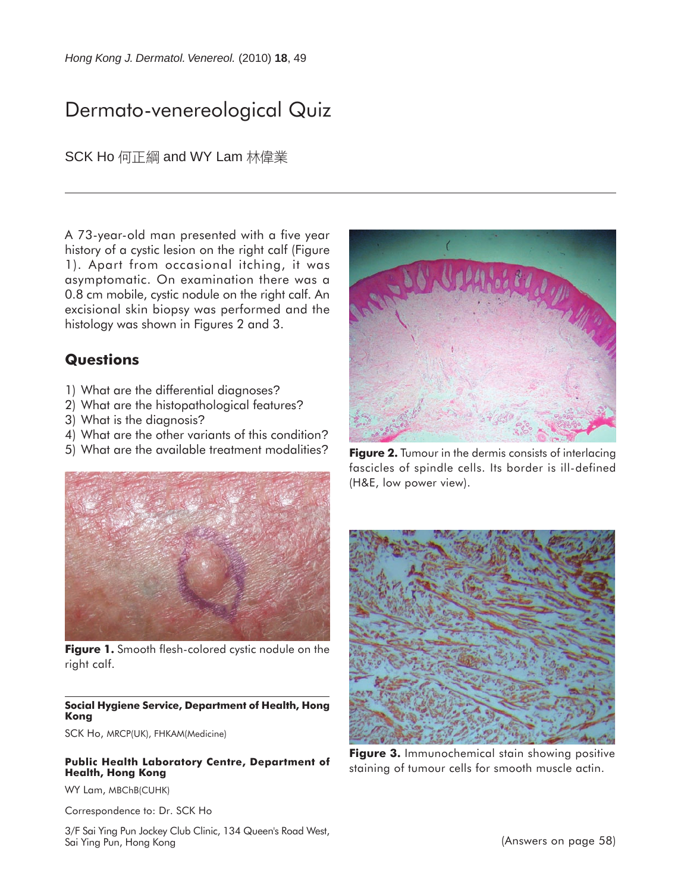# Dermato-venereological Quiz

SCK Ho 何正綱 and WY Lam 林偉業

A 73-year-old man presented with a five year history of a cystic lesion on the right calf (Figure 1). Apart from occasional itching, it was asymptomatic. On examination there was a 0.8 cm mobile, cystic nodule on the right calf. An excisional skin biopsy was performed and the histology was shown in Figures 2 and 3.

## Questions

1) What are the differential diagnoses?
2) What are the histopathological features?
3) What is the diagnosis?
4) What are the other variants of this condition?
5) What are the available treatment modalities?

**Figure 1.** Smooth flesh-colored cystic nodule on the right calf.

**Figure 2.** Tumour in the dermis consists of interlacing fascicles of spindle cells. Its border is ill-defined (H&E, low power view).

**Figure 3.** Immunochemical stain showing positive staining of tumour cells for smooth muscle actin.

**Social Hygiene Service, Department of Health, Hong Kong**

SCK Ho, MRCP(UK), FHKAM(Medicine)

**Public Health Laboratory Centre, Department of Health, Hong Kong**

WY Lam, MBChB(CUHK)

Correspondence to: Dr. SCK Ho

3/F Sai Ying Pun Jockey Club Clinic, 134 Queen's Road West, Sai Ying Pun, Hong Kong

(Answers on page 58)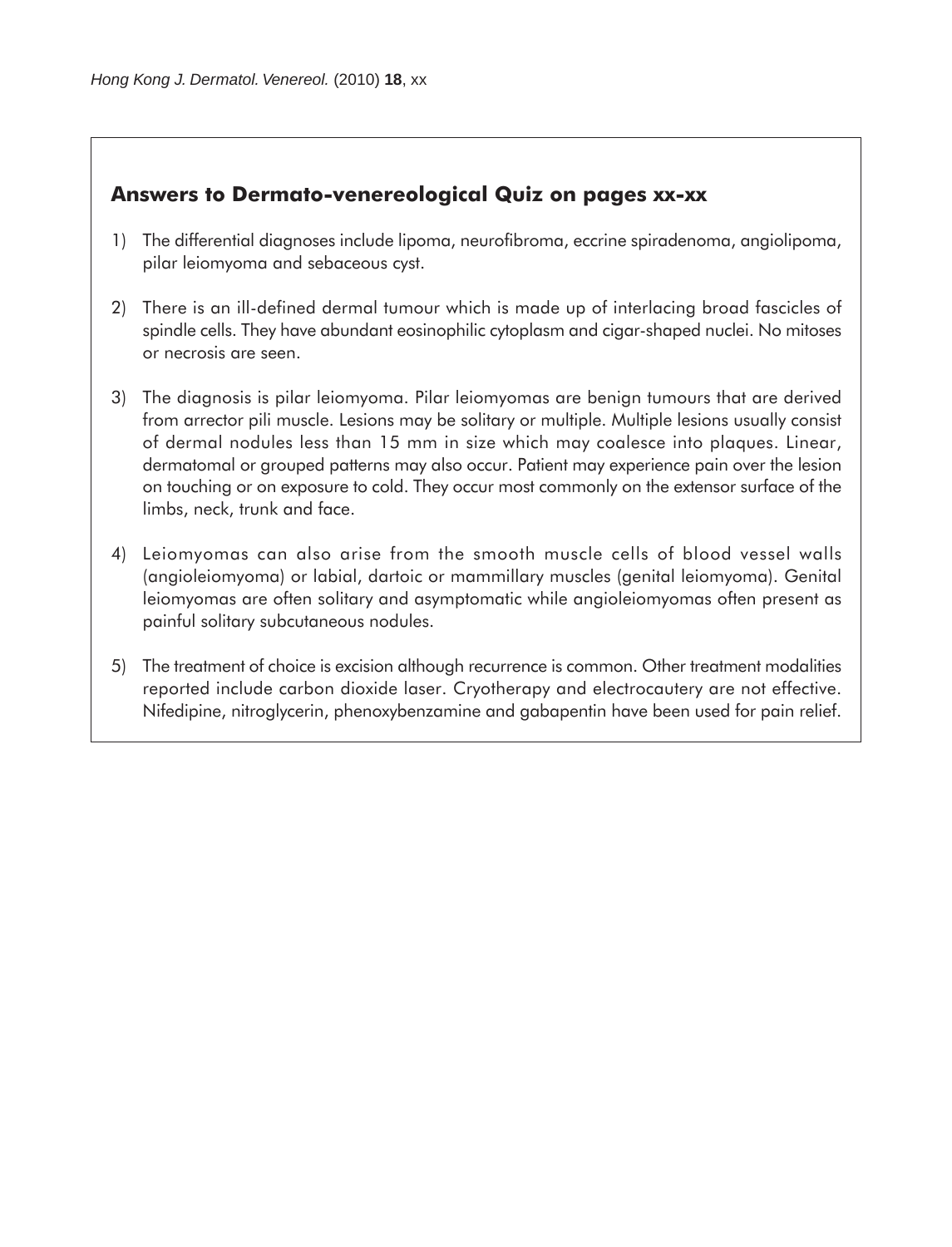## Answers to Dermato-venereological Quiz on pages xx-xx

1) The differential diagnoses include lipoma, neurofibroma, eccrine spiradenoma, angiolipoma, pilar leiomyoma and sebaceous cyst.

2) There is an ill-defined dermal tumour which is made up of interlacing broad fascicles of spindle cells. They have abundant eosinophilic cytoplasm and cigar-shaped nuclei. No mitoses or necrosis are seen.

3) The diagnosis is pilar leiomyoma. Pilar leiomyomas are benign tumours that are derived from arrector pili muscle. Lesions may be solitary or multiple. Multiple lesions usually consist of dermal nodules less than 15 mm in size which may coalesce into plaques. Linear, dermatomal or grouped patterns may also occur. Patient may experience pain over the lesion on touching or on exposure to cold. They occur most commonly on the extensor surface of the limbs, neck, trunk and face.

4) Leiomyomas can also arise from the smooth muscle cells of blood vessel walls (angioleiomyoma) or labial, dartoic or mammillary muscles (genital leiomyoma). Genital leiomyomas are often solitary and asymptomatic while angioleiomyomas often present as painful solitary subcutaneous nodules.

5) The treatment of choice is excision although recurrence is common. Other treatment modalities reported include carbon dioxide laser. Cryotherapy and electrocautery are not effective. Nifedipine, nitroglycerin, phenoxybenzamine and gabapentin have been used for pain relief.